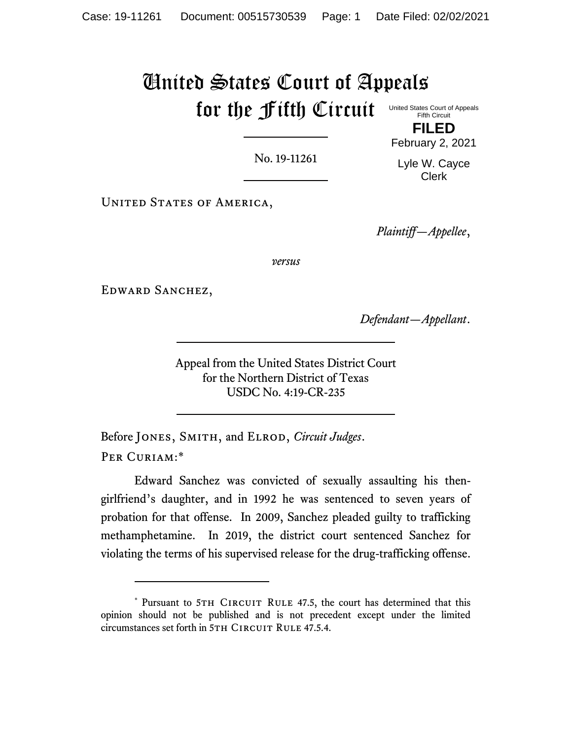# United States Court of Appeals for the Fifth Circuit

United States Court of Appeals
Fifth Circuit

**FILED**

February 2, 2021

Lyle W. Cayce
Clerk

No. 19-11261

United States of America,

*Plaintiff—Appellee*,

*versus*

Edward Sanchez,

*Defendant—Appellant*.

Appeal from the United States District Court
for the Northern District of Texas
USDC No. 4:19-CR-235

Before Jones, Smith, and Elrod, *Circuit Judges*.

Per Curiam:*

Edward Sanchez was convicted of sexually assaulting his then-girlfriend's daughter, and in 1992 he was sentenced to seven years of probation for that offense. In 2009, Sanchez pleaded guilty to trafficking methamphetamine. In 2019, the district court sentenced Sanchez for violating the terms of his supervised release for the drug-trafficking offense.

---

* Pursuant to 5th Circuit Rule 47.5, the court has determined that this opinion should not be published and is not precedent except under the limited circumstances set forth in 5th Circuit Rule 47.5.4.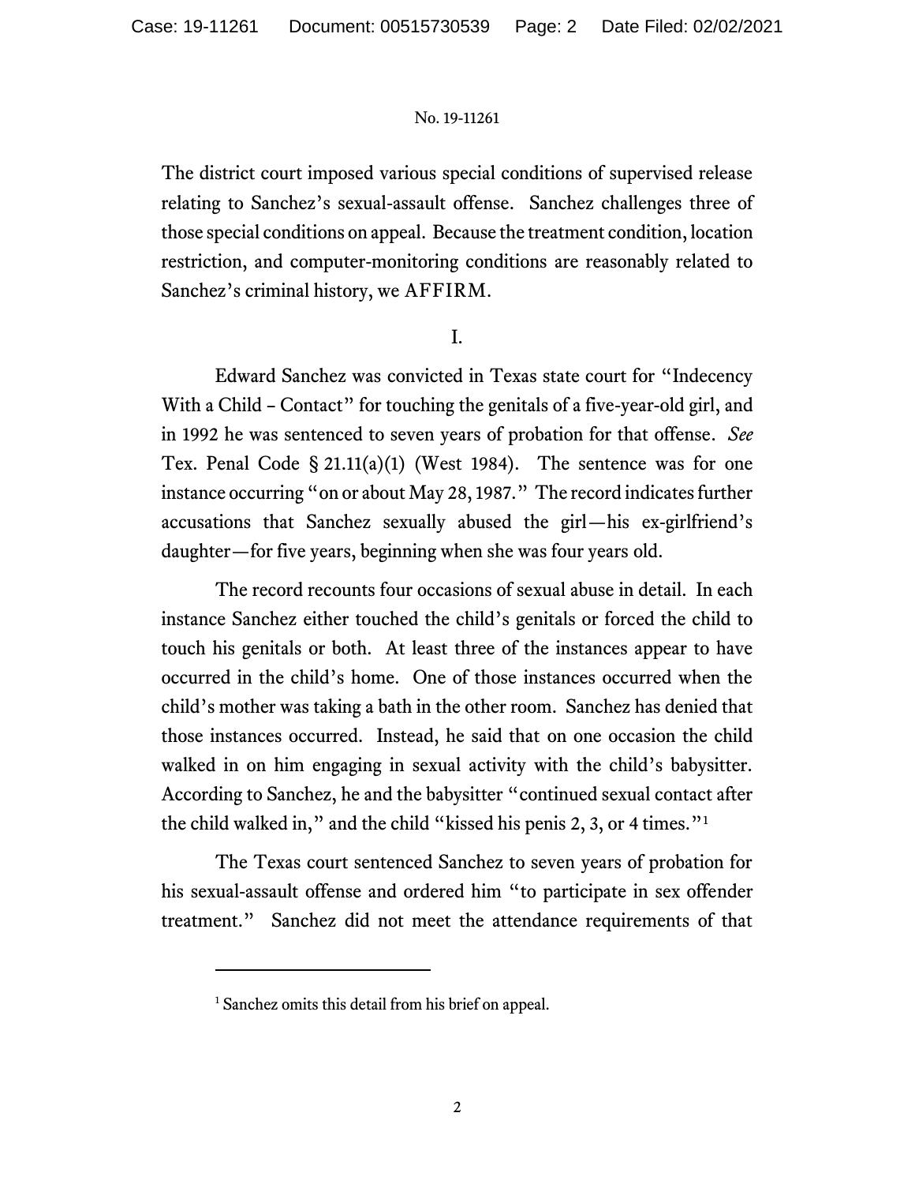The district court imposed various special conditions of supervised release relating to Sanchez's sexual-assault offense. Sanchez challenges three of those special conditions on appeal. Because the treatment condition, location restriction, and computer-monitoring conditions are reasonably related to Sanchez's criminal history, we AFFIRM.

I.

Edward Sanchez was convicted in Texas state court for "Indecency With a Child – Contact" for touching the genitals of a five-year-old girl, and in 1992 he was sentenced to seven years of probation for that offense. *See* Tex. Penal Code § 21.11(a)(1) (West 1984). The sentence was for one instance occurring "on or about May 28, 1987." The record indicates further accusations that Sanchez sexually abused the girl—his ex-girlfriend's daughter—for five years, beginning when she was four years old.

The record recounts four occasions of sexual abuse in detail. In each instance Sanchez either touched the child's genitals or forced the child to touch his genitals or both. At least three of the instances appear to have occurred in the child's home. One of those instances occurred when the child's mother was taking a bath in the other room. Sanchez has denied that those instances occurred. Instead, he said that on one occasion the child walked in on him engaging in sexual activity with the child's babysitter. According to Sanchez, he and the babysitter "continued sexual contact after the child walked in," and the child "kissed his penis 2, 3, or 4 times."[1]

The Texas court sentenced Sanchez to seven years of probation for his sexual-assault offense and ordered him "to participate in sex offender treatment." Sanchez did not meet the attendance requirements of that

[1] Sanchez omits this detail from his brief on appeal.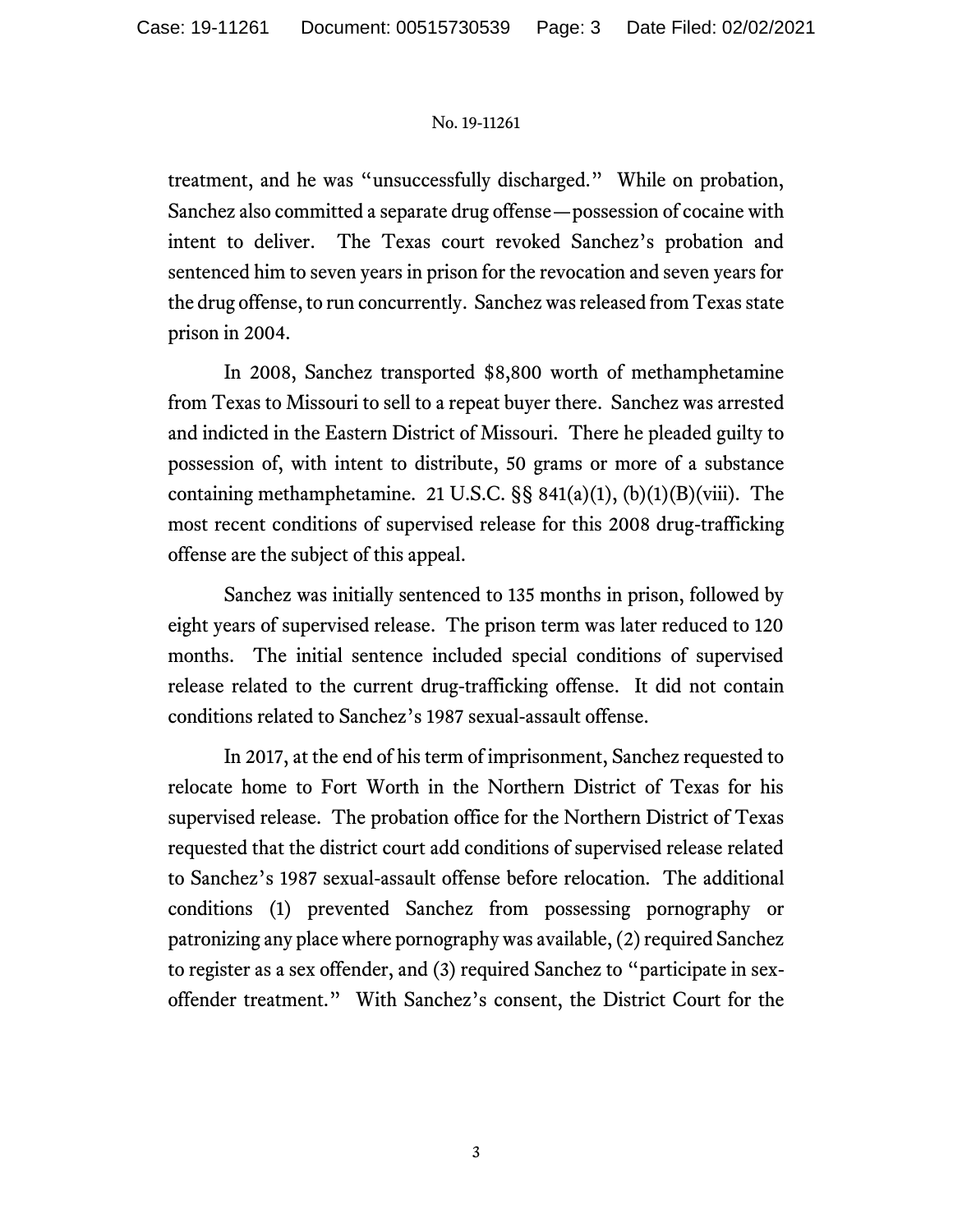treatment, and he was "unsuccessfully discharged." While on probation, Sanchez also committed a separate drug offense—possession of cocaine with intent to deliver. The Texas court revoked Sanchez's probation and sentenced him to seven years in prison for the revocation and seven years for the drug offense, to run concurrently. Sanchez was released from Texas state prison in 2004.

In 2008, Sanchez transported $8,800 worth of methamphetamine from Texas to Missouri to sell to a repeat buyer there. Sanchez was arrested and indicted in the Eastern District of Missouri. There he pleaded guilty to possession of, with intent to distribute, 50 grams or more of a substance containing methamphetamine. 21 U.S.C. §§ 841(a)(1), (b)(1)(B)(viii). The most recent conditions of supervised release for this 2008 drug-trafficking offense are the subject of this appeal.

Sanchez was initially sentenced to 135 months in prison, followed by eight years of supervised release. The prison term was later reduced to 120 months. The initial sentence included special conditions of supervised release related to the current drug-trafficking offense. It did not contain conditions related to Sanchez's 1987 sexual-assault offense.

In 2017, at the end of his term of imprisonment, Sanchez requested to relocate home to Fort Worth in the Northern District of Texas for his supervised release. The probation office for the Northern District of Texas requested that the district court add conditions of supervised release related to Sanchez's 1987 sexual-assault offense before relocation. The additional conditions (1) prevented Sanchez from possessing pornography or patronizing any place where pornography was available, (2) required Sanchez to register as a sex offender, and (3) required Sanchez to "participate in sex-offender treatment." With Sanchez's consent, the District Court for the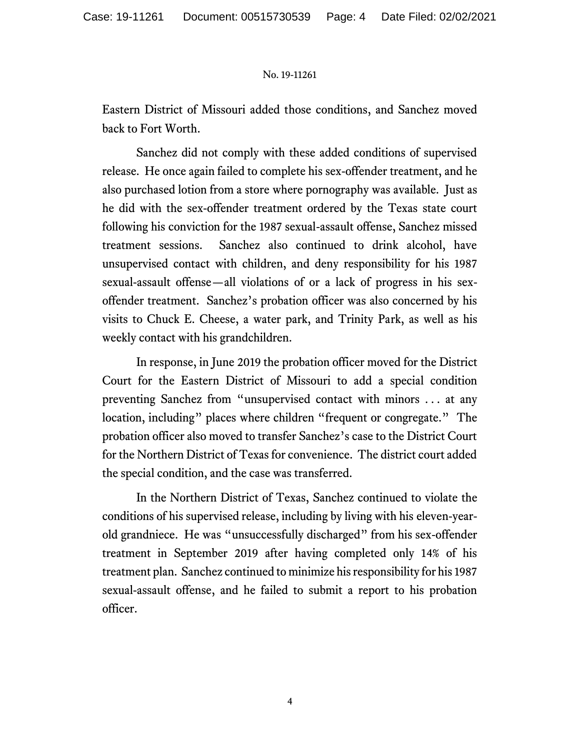Eastern District of Missouri added those conditions, and Sanchez moved back to Fort Worth.

Sanchez did not comply with these added conditions of supervised release. He once again failed to complete his sex-offender treatment, and he also purchased lotion from a store where pornography was available. Just as he did with the sex-offender treatment ordered by the Texas state court following his conviction for the 1987 sexual-assault offense, Sanchez missed treatment sessions. Sanchez also continued to drink alcohol, have unsupervised contact with children, and deny responsibility for his 1987 sexual-assault offense—all violations of or a lack of progress in his sex-offender treatment. Sanchez's probation officer was also concerned by his visits to Chuck E. Cheese, a water park, and Trinity Park, as well as his weekly contact with his grandchildren.

In response, in June 2019 the probation officer moved for the District Court for the Eastern District of Missouri to add a special condition preventing Sanchez from "unsupervised contact with minors . . . at any location, including" places where children "frequent or congregate." The probation officer also moved to transfer Sanchez's case to the District Court for the Northern District of Texas for convenience. The district court added the special condition, and the case was transferred.

In the Northern District of Texas, Sanchez continued to violate the conditions of his supervised release, including by living with his eleven-year-old grandniece. He was "unsuccessfully discharged" from his sex-offender treatment in September 2019 after having completed only 14% of his treatment plan. Sanchez continued to minimize his responsibility for his 1987 sexual-assault offense, and he failed to submit a report to his probation officer.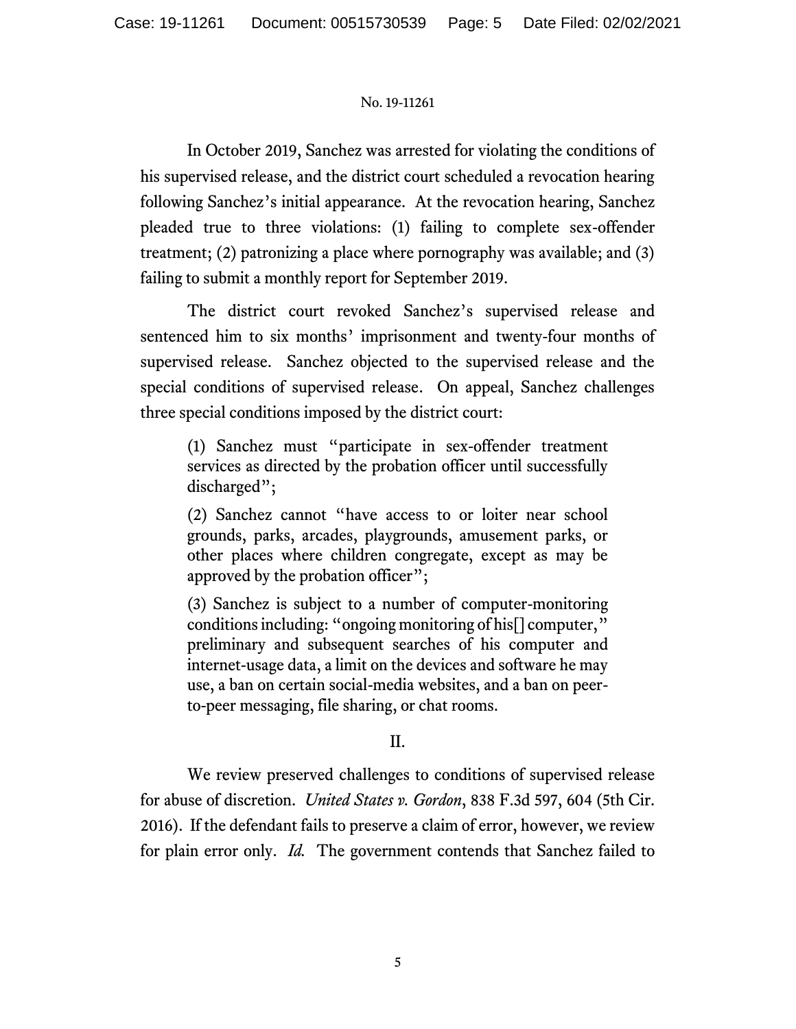In October 2019, Sanchez was arrested for violating the conditions of his supervised release, and the district court scheduled a revocation hearing following Sanchez's initial appearance. At the revocation hearing, Sanchez pleaded true to three violations: (1) failing to complete sex-offender treatment; (2) patronizing a place where pornography was available; and (3) failing to submit a monthly report for September 2019.

The district court revoked Sanchez's supervised release and sentenced him to six months' imprisonment and twenty-four months of supervised release. Sanchez objected to the supervised release and the special conditions of supervised release. On appeal, Sanchez challenges three special conditions imposed by the district court:

> (1) Sanchez must "participate in sex-offender treatment services as directed by the probation officer until successfully discharged";
>
> (2) Sanchez cannot "have access to or loiter near school grounds, parks, arcades, playgrounds, amusement parks, or other places where children congregate, except as may be approved by the probation officer";
>
> (3) Sanchez is subject to a number of computer-monitoring conditions including: "ongoing monitoring of his[] computer," preliminary and subsequent searches of his computer and internet-usage data, a limit on the devices and software he may use, a ban on certain social-media websites, and a ban on peer-to-peer messaging, file sharing, or chat rooms.

## II.

We review preserved challenges to conditions of supervised release for abuse of discretion. *United States v. Gordon*, 838 F.3d 597, 604 (5th Cir. 2016). If the defendant fails to preserve a claim of error, however, we review for plain error only. *Id.* The government contends that Sanchez failed to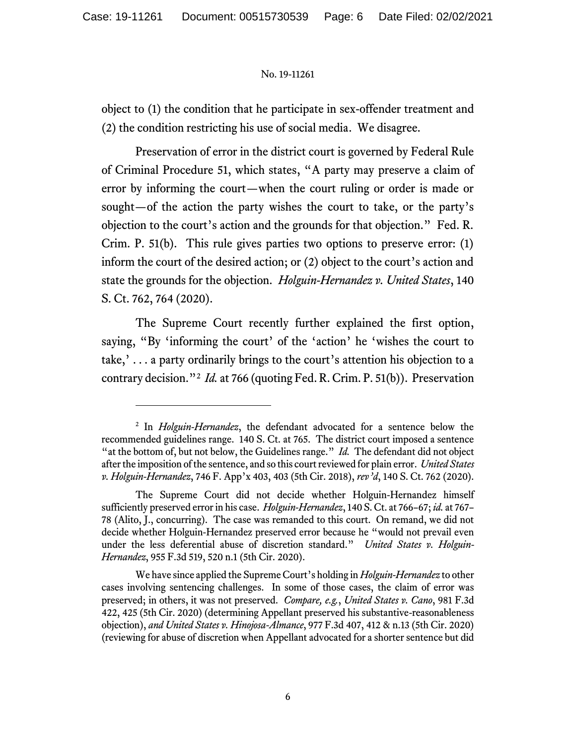object to (1) the condition that he participate in sex-offender treatment and (2) the condition restricting his use of social media. We disagree.

Preservation of error in the district court is governed by Federal Rule of Criminal Procedure 51, which states, "A party may preserve a claim of error by informing the court—when the court ruling or order is made or sought—of the action the party wishes the court to take, or the party's objection to the court's action and the grounds for that objection." Fed. R. Crim. P. 51(b). This rule gives parties two options to preserve error: (1) inform the court of the desired action; or (2) object to the court's action and state the grounds for the objection. *Holguin-Hernandez v. United States*, 140 S. Ct. 762, 764 (2020).

The Supreme Court recently further explained the first option, saying, "By 'informing the court' of the 'action' he 'wishes the court to take,' . . . a party ordinarily brings to the court's attention his objection to a contrary decision."[2] *Id.* at 766 (quoting Fed. R. Crim. P. 51(b)). Preservation

---

[2] In *Holguin-Hernandez*, the defendant advocated for a sentence below the recommended guidelines range. 140 S. Ct. at 765. The district court imposed a sentence "at the bottom of, but not below, the Guidelines range." *Id.* The defendant did not object after the imposition of the sentence, and so this court reviewed for plain error. *United States v. Holguin-Hernandez*, 746 F. App'x 403, 403 (5th Cir. 2018), *rev'd*, 140 S. Ct. 762 (2020).

The Supreme Court did not decide whether Holguin-Hernandez himself sufficiently preserved error in his case. *Holguin-Hernandez*, 140 S. Ct. at 766–67; *id.* at 767–78 (Alito, J., concurring). The case was remanded to this court. On remand, we did not decide whether Holguin-Hernandez preserved error because he "would not prevail even under the less deferential abuse of discretion standard." *United States v. Holguin-Hernandez*, 955 F.3d 519, 520 n.1 (5th Cir. 2020).

We have since applied the Supreme Court's holding in *Holguin-Hernandez* to other cases involving sentencing challenges. In some of those cases, the claim of error was preserved; in others, it was not preserved. *Compare, e.g.*, *United States v. Cano*, 981 F.3d 422, 425 (5th Cir. 2020) (determining Appellant preserved his substantive-reasonableness objection), *and United States v. Hinojosa-Almance*, 977 F.3d 407, 412 & n.13 (5th Cir. 2020) (reviewing for abuse of discretion when Appellant advocated for a shorter sentence but did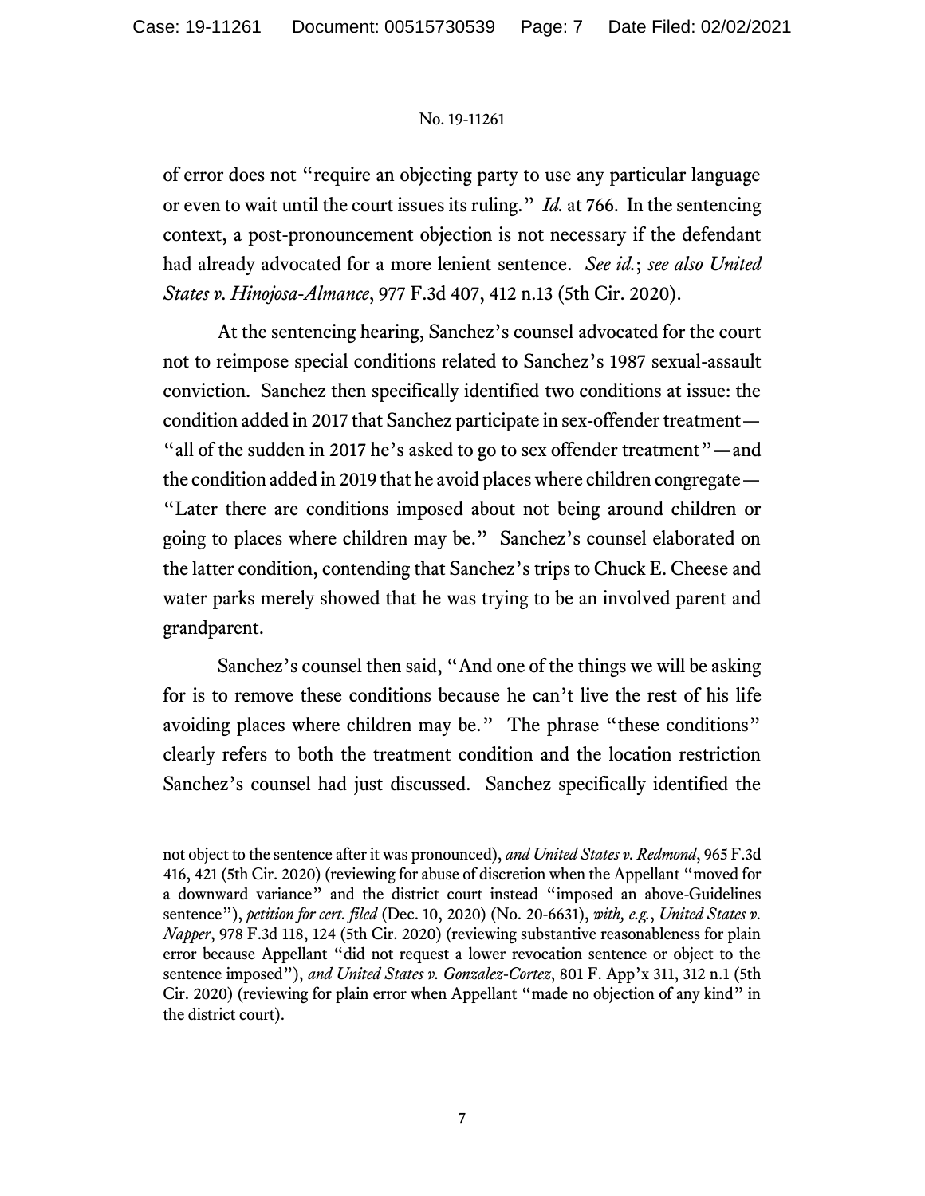of error does not "require an objecting party to use any particular language or even to wait until the court issues its ruling." *Id.* at 766. In the sentencing context, a post-pronouncement objection is not necessary if the defendant had already advocated for a more lenient sentence. *See id.*; *see also United States v. Hinojosa-Almance*, 977 F.3d 407, 412 n.13 (5th Cir. 2020).

At the sentencing hearing, Sanchez's counsel advocated for the court not to reimpose special conditions related to Sanchez's 1987 sexual-assault conviction. Sanchez then specifically identified two conditions at issue: the condition added in 2017 that Sanchez participate in sex-offender treatment—"all of the sudden in 2017 he's asked to go to sex offender treatment"—and the condition added in 2019 that he avoid places where children congregate—"Later there are conditions imposed about not being around children or going to places where children may be." Sanchez's counsel elaborated on the latter condition, contending that Sanchez's trips to Chuck E. Cheese and water parks merely showed that he was trying to be an involved parent and grandparent.

Sanchez's counsel then said, "And one of the things we will be asking for is to remove these conditions because he can't live the rest of his life avoiding places where children may be." The phrase "these conditions" clearly refers to both the treatment condition and the location restriction Sanchez's counsel had just discussed. Sanchez specifically identified the

---

not object to the sentence after it was pronounced), *and United States v. Redmond*, 965 F.3d 416, 421 (5th Cir. 2020) (reviewing for abuse of discretion when the Appellant "moved for a downward variance" and the district court instead "imposed an above-Guidelines sentence"), *petition for cert. filed* (Dec. 10, 2020) (No. 20-6631), *with, e.g.*, *United States v. Napper*, 978 F.3d 118, 124 (5th Cir. 2020) (reviewing substantive reasonableness for plain error because Appellant "did not request a lower revocation sentence or object to the sentence imposed"), *and United States v. Gonzalez-Cortez*, 801 F. App'x 311, 312 n.1 (5th Cir. 2020) (reviewing for plain error when Appellant "made no objection of any kind" in the district court).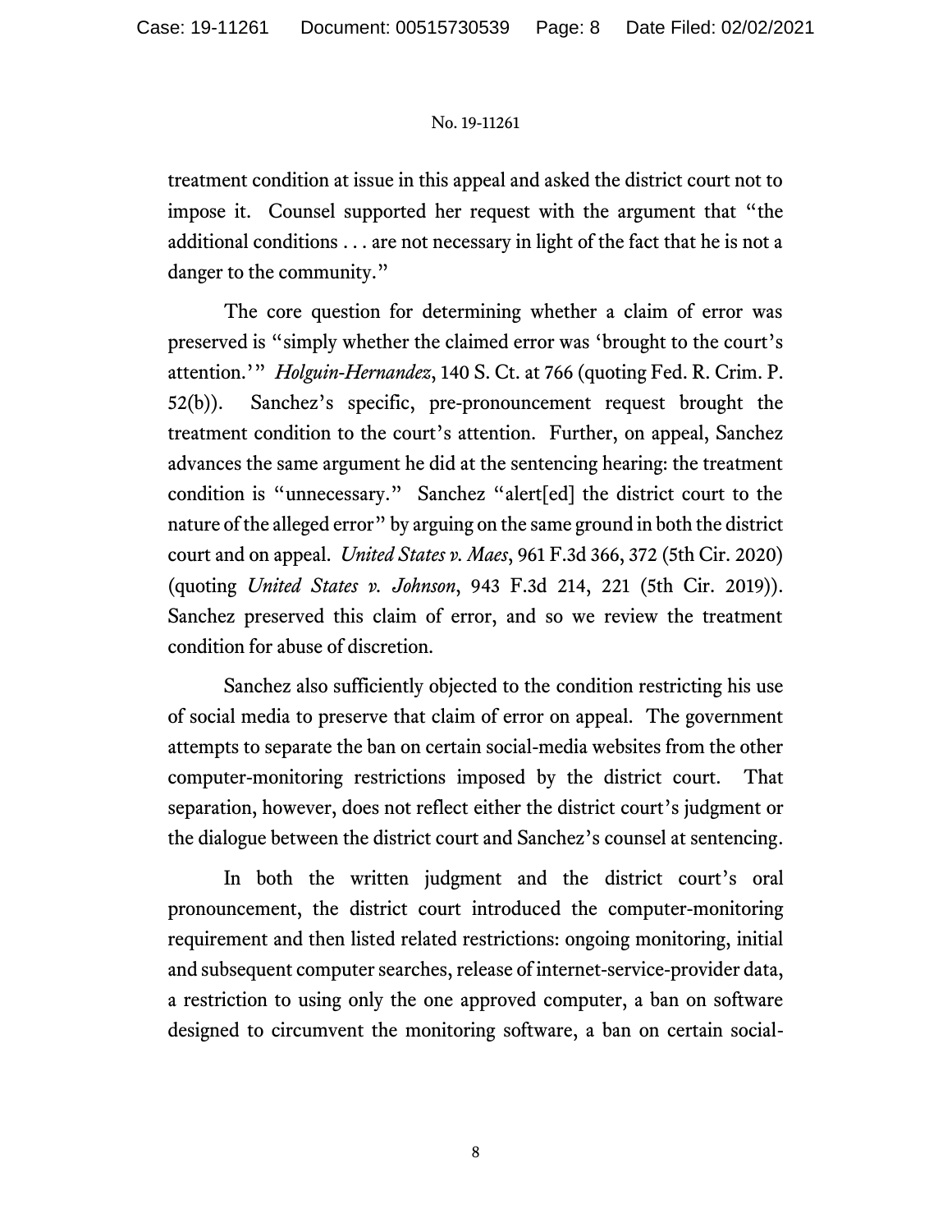treatment condition at issue in this appeal and asked the district court not to impose it. Counsel supported her request with the argument that "the additional conditions . . . are not necessary in light of the fact that he is not a danger to the community."

The core question for determining whether a claim of error was preserved is "simply whether the claimed error was 'brought to the court's attention.'" *Holguin-Hernandez*, 140 S. Ct. at 766 (quoting Fed. R. Crim. P. 52(b)). Sanchez's specific, pre-pronouncement request brought the treatment condition to the court's attention. Further, on appeal, Sanchez advances the same argument he did at the sentencing hearing: the treatment condition is "unnecessary." Sanchez "alert[ed] the district court to the nature of the alleged error" by arguing on the same ground in both the district court and on appeal. *United States v. Maes*, 961 F.3d 366, 372 (5th Cir. 2020) (quoting *United States v. Johnson*, 943 F.3d 214, 221 (5th Cir. 2019)). Sanchez preserved this claim of error, and so we review the treatment condition for abuse of discretion.

Sanchez also sufficiently objected to the condition restricting his use of social media to preserve that claim of error on appeal. The government attempts to separate the ban on certain social-media websites from the other computer-monitoring restrictions imposed by the district court. That separation, however, does not reflect either the district court's judgment or the dialogue between the district court and Sanchez's counsel at sentencing.

In both the written judgment and the district court's oral pronouncement, the district court introduced the computer-monitoring requirement and then listed related restrictions: ongoing monitoring, initial and subsequent computer searches, release of internet-service-provider data, a restriction to using only the one approved computer, a ban on software designed to circumvent the monitoring software, a ban on certain social-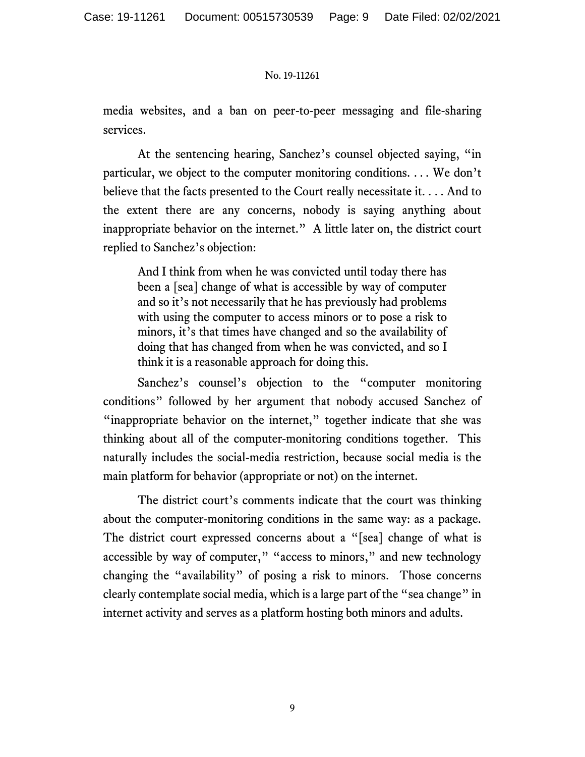media websites, and a ban on peer-to-peer messaging and file-sharing services.

At the sentencing hearing, Sanchez's counsel objected saying, "in particular, we object to the computer monitoring conditions. . . . We don't believe that the facts presented to the Court really necessitate it. . . . And to the extent there are any concerns, nobody is saying anything about inappropriate behavior on the internet." A little later on, the district court replied to Sanchez's objection:

> And I think from when he was convicted until today there has been a [sea] change of what is accessible by way of computer and so it's not necessarily that he has previously had problems with using the computer to access minors or to pose a risk to minors, it's that times have changed and so the availability of doing that has changed from when he was convicted, and so I think it is a reasonable approach for doing this.

Sanchez's counsel's objection to the "computer monitoring conditions" followed by her argument that nobody accused Sanchez of "inappropriate behavior on the internet," together indicate that she was thinking about all of the computer-monitoring conditions together. This naturally includes the social-media restriction, because social media is the main platform for behavior (appropriate or not) on the internet.

The district court's comments indicate that the court was thinking about the computer-monitoring conditions in the same way: as a package. The district court expressed concerns about a "[sea] change of what is accessible by way of computer," "access to minors," and new technology changing the "availability" of posing a risk to minors. Those concerns clearly contemplate social media, which is a large part of the "sea change" in internet activity and serves as a platform hosting both minors and adults.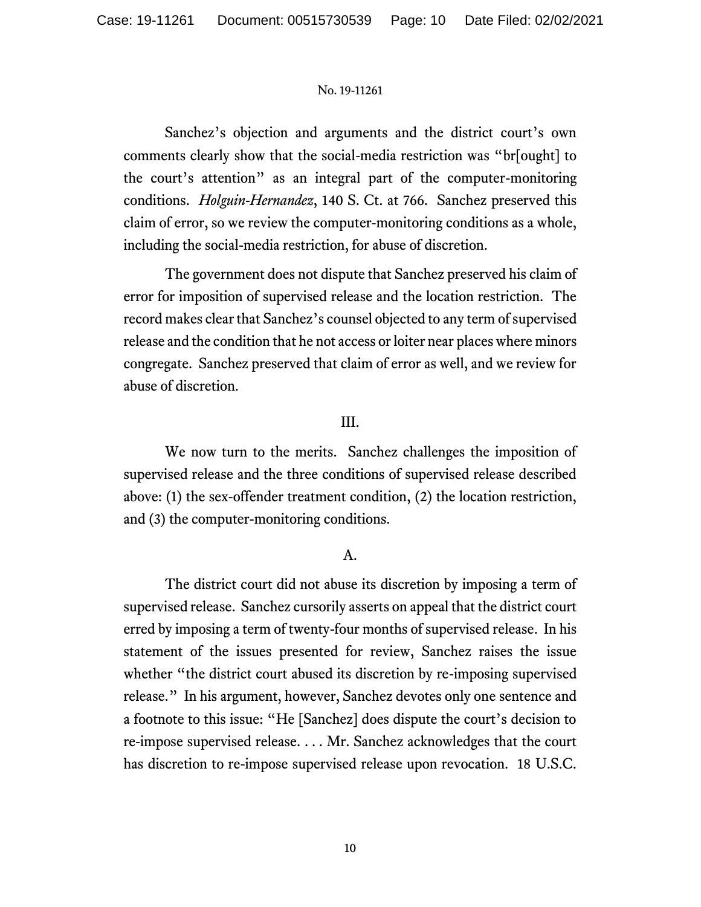Sanchez's objection and arguments and the district court's own comments clearly show that the social-media restriction was "br[ought] to the court's attention" as an integral part of the computer-monitoring conditions. *Holguin-Hernandez*, 140 S. Ct. at 766. Sanchez preserved this claim of error, so we review the computer-monitoring conditions as a whole, including the social-media restriction, for abuse of discretion.

The government does not dispute that Sanchez preserved his claim of error for imposition of supervised release and the location restriction. The record makes clear that Sanchez's counsel objected to any term of supervised release and the condition that he not access or loiter near places where minors congregate. Sanchez preserved that claim of error as well, and we review for abuse of discretion.

## III.

We now turn to the merits. Sanchez challenges the imposition of supervised release and the three conditions of supervised release described above: (1) the sex-offender treatment condition, (2) the location restriction, and (3) the computer-monitoring conditions.

### A.

The district court did not abuse its discretion by imposing a term of supervised release. Sanchez cursorily asserts on appeal that the district court erred by imposing a term of twenty-four months of supervised release. In his statement of the issues presented for review, Sanchez raises the issue whether "the district court abused its discretion by re-imposing supervised release." In his argument, however, Sanchez devotes only one sentence and a footnote to this issue: "He [Sanchez] does dispute the court's decision to re-impose supervised release. . . . Mr. Sanchez acknowledges that the court has discretion to re-impose supervised release upon revocation. 18 U.S.C.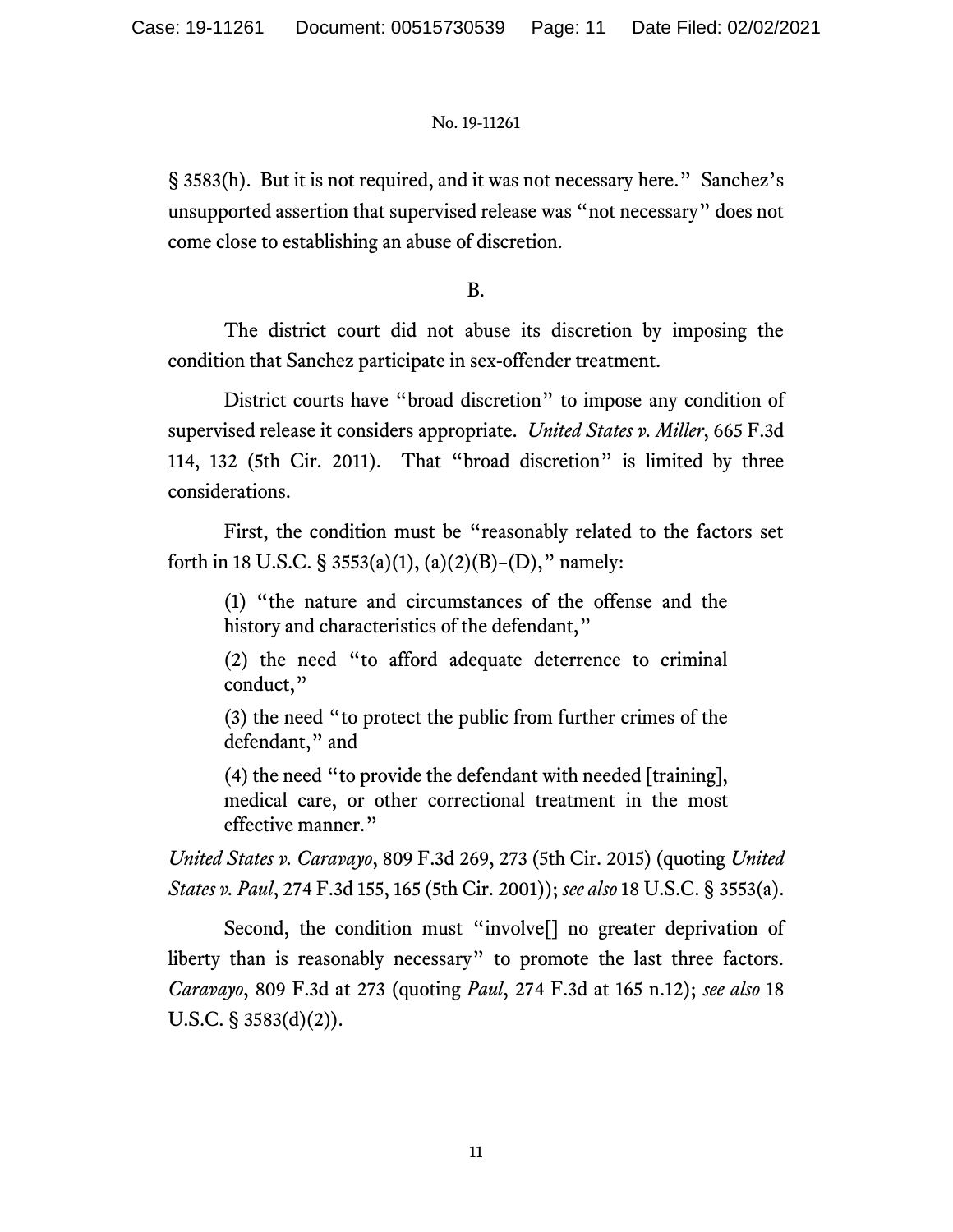§ 3583(h). But it is not required, and it was not necessary here." Sanchez's unsupported assertion that supervised release was "not necessary" does not come close to establishing an abuse of discretion.

B.

The district court did not abuse its discretion by imposing the condition that Sanchez participate in sex-offender treatment.

District courts have "broad discretion" to impose any condition of supervised release it considers appropriate. *United States v. Miller*, 665 F.3d 114, 132 (5th Cir. 2011). That "broad discretion" is limited by three considerations.

First, the condition must be "reasonably related to the factors set forth in 18 U.S.C. § 3553(a)(1), (a)(2)(B)–(D)," namely:

> (1) "the nature and circumstances of the offense and the history and characteristics of the defendant,"
>
> (2) the need "to afford adequate deterrence to criminal conduct,"
>
> (3) the need "to protect the public from further crimes of the defendant," and
>
> (4) the need "to provide the defendant with needed [training], medical care, or other correctional treatment in the most effective manner."

*United States v. Caravayo*, 809 F.3d 269, 273 (5th Cir. 2015) (quoting *United States v. Paul*, 274 F.3d 155, 165 (5th Cir. 2001)); *see also* 18 U.S.C. § 3553(a).

Second, the condition must "involve[] no greater deprivation of liberty than is reasonably necessary" to promote the last three factors. *Caravayo*, 809 F.3d at 273 (quoting *Paul*, 274 F.3d at 165 n.12); *see also* 18 U.S.C. § 3583(d)(2)).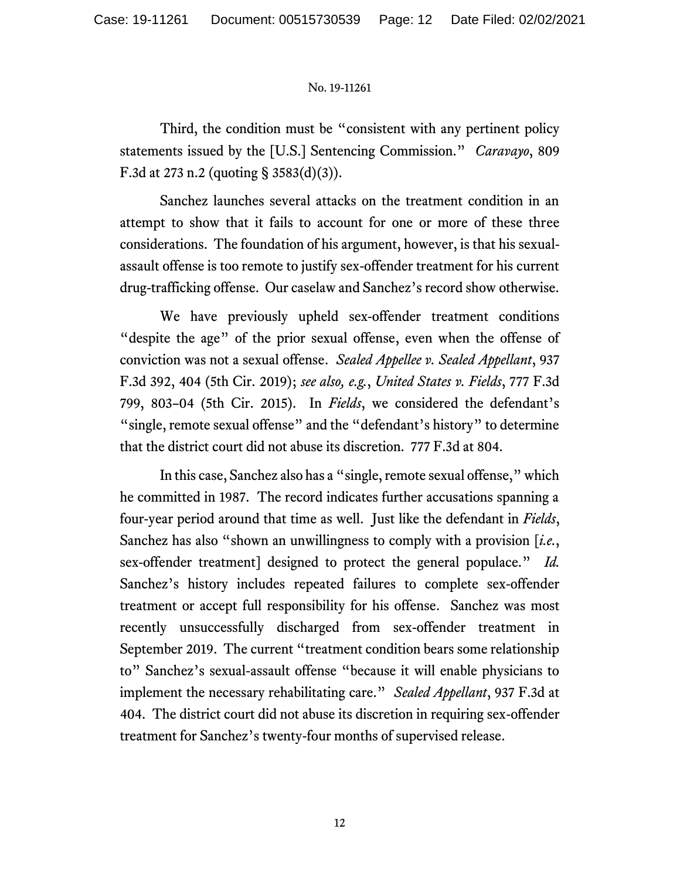Third, the condition must be "consistent with any pertinent policy statements issued by the [U.S.] Sentencing Commission." *Caravayo*, 809 F.3d at 273 n.2 (quoting § 3583(d)(3)).

Sanchez launches several attacks on the treatment condition in an attempt to show that it fails to account for one or more of these three considerations. The foundation of his argument, however, is that his sexual-assault offense is too remote to justify sex-offender treatment for his current drug-trafficking offense. Our caselaw and Sanchez's record show otherwise.

We have previously upheld sex-offender treatment conditions "despite the age" of the prior sexual offense, even when the offense of conviction was not a sexual offense. *Sealed Appellee v. Sealed Appellant*, 937 F.3d 392, 404 (5th Cir. 2019); *see also, e.g.*, *United States v. Fields*, 777 F.3d 799, 803–04 (5th Cir. 2015). In *Fields*, we considered the defendant's "single, remote sexual offense" and the "defendant's history" to determine that the district court did not abuse its discretion. 777 F.3d at 804.

In this case, Sanchez also has a "single, remote sexual offense," which he committed in 1987. The record indicates further accusations spanning a four-year period around that time as well. Just like the defendant in *Fields*, Sanchez has also "shown an unwillingness to comply with a provision [*i.e.*, sex-offender treatment] designed to protect the general populace." *Id.* Sanchez's history includes repeated failures to complete sex-offender treatment or accept full responsibility for his offense. Sanchez was most recently unsuccessfully discharged from sex-offender treatment in September 2019. The current "treatment condition bears some relationship to" Sanchez's sexual-assault offense "because it will enable physicians to implement the necessary rehabilitating care." *Sealed Appellant*, 937 F.3d at 404. The district court did not abuse its discretion in requiring sex-offender treatment for Sanchez's twenty-four months of supervised release.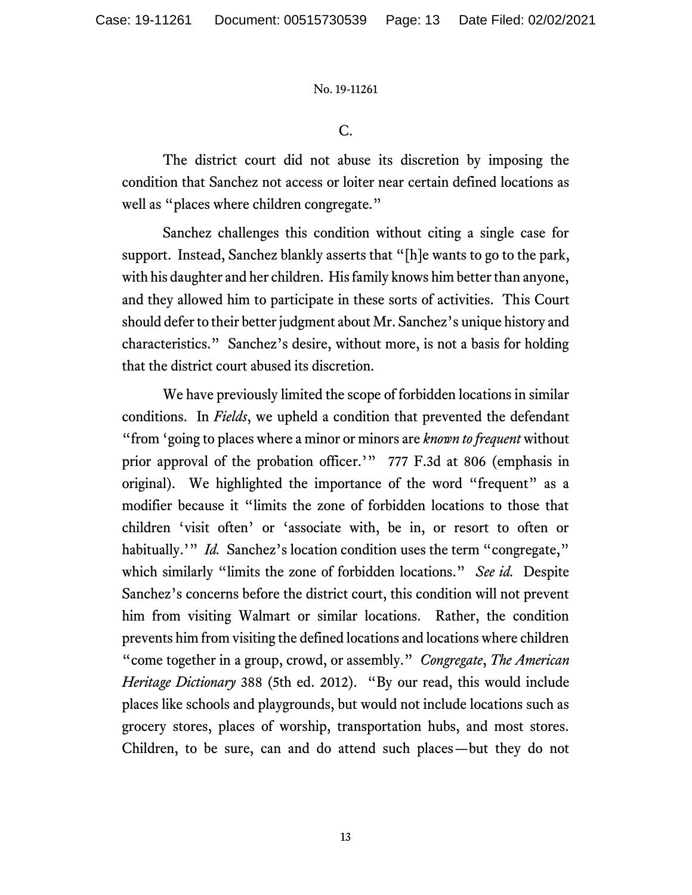C.

The district court did not abuse its discretion by imposing the condition that Sanchez not access or loiter near certain defined locations as well as "places where children congregate."

Sanchez challenges this condition without citing a single case for support. Instead, Sanchez blankly asserts that "[h]e wants to go to the park, with his daughter and her children. His family knows him better than anyone, and they allowed him to participate in these sorts of activities. This Court should defer to their better judgment about Mr. Sanchez's unique history and characteristics." Sanchez's desire, without more, is not a basis for holding that the district court abused its discretion.

We have previously limited the scope of forbidden locations in similar conditions. In *Fields*, we upheld a condition that prevented the defendant "from 'going to places where a minor or minors are *known to frequent* without prior approval of the probation officer.'" 777 F.3d at 806 (emphasis in original). We highlighted the importance of the word "frequent" as a modifier because it "limits the zone of forbidden locations to those that children 'visit often' or 'associate with, be in, or resort to often or habitually.'" *Id.* Sanchez's location condition uses the term "congregate," which similarly "limits the zone of forbidden locations." *See id.* Despite Sanchez's concerns before the district court, this condition will not prevent him from visiting Walmart or similar locations. Rather, the condition prevents him from visiting the defined locations and locations where children "come together in a group, crowd, or assembly." *Congregate*, *The American Heritage Dictionary* 388 (5th ed. 2012). "By our read, this would include places like schools and playgrounds, but would not include locations such as grocery stores, places of worship, transportation hubs, and most stores. Children, to be sure, can and do attend such places—but they do not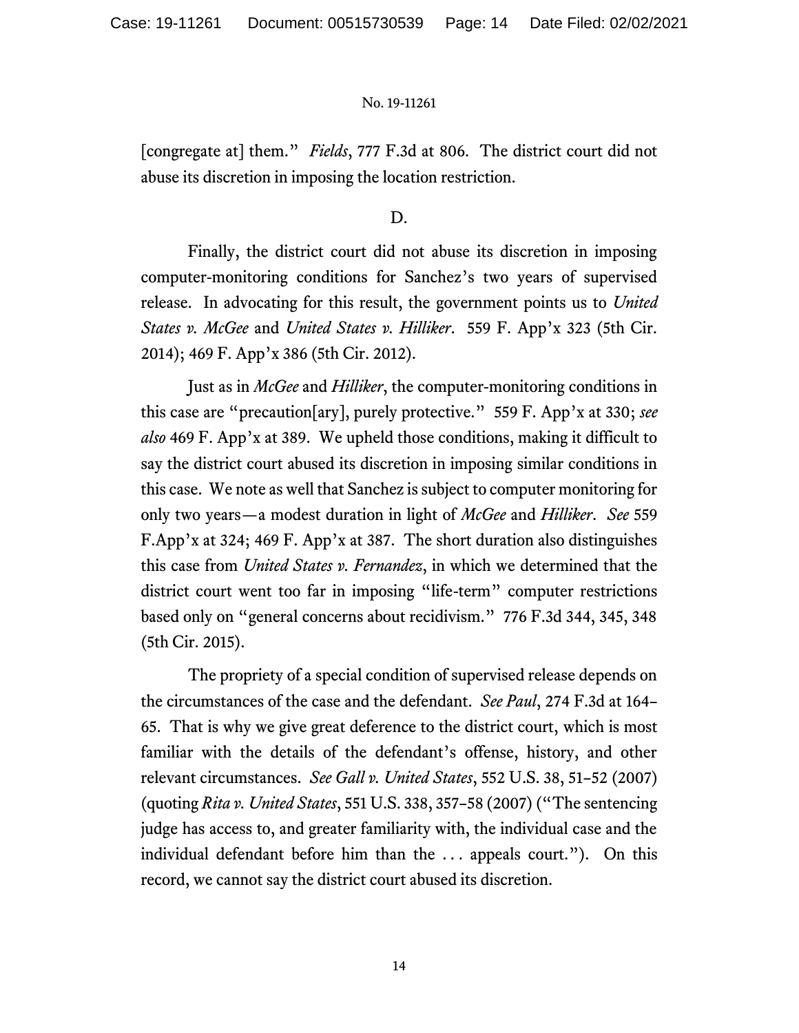[congregate at] them." *Fields*, 777 F.3d at 806. The district court did not abuse its discretion in imposing the location restriction.

D.

Finally, the district court did not abuse its discretion in imposing computer-monitoring conditions for Sanchez's two years of supervised release. In advocating for this result, the government points us to *United States v. McGee* and *United States v. Hilliker*. 559 F. App'x 323 (5th Cir. 2014); 469 F. App'x 386 (5th Cir. 2012).

Just as in *McGee* and *Hilliker*, the computer-monitoring conditions in this case are "precaution[ary], purely protective." 559 F. App'x at 330; *see also* 469 F. App'x at 389. We upheld those conditions, making it difficult to say the district court abused its discretion in imposing similar conditions in this case. We note as well that Sanchez is subject to computer monitoring for only two years—a modest duration in light of *McGee* and *Hilliker*. *See* 559 F.App'x at 324; 469 F. App'x at 387. The short duration also distinguishes this case from *United States v. Fernandez*, in which we determined that the district court went too far in imposing "life-term" computer restrictions based only on "general concerns about recidivism." 776 F.3d 344, 345, 348 (5th Cir. 2015).

The propriety of a special condition of supervised release depends on the circumstances of the case and the defendant. *See Paul*, 274 F.3d at 164–65. That is why we give great deference to the district court, which is most familiar with the details of the defendant's offense, history, and other relevant circumstances. *See Gall v. United States*, 552 U.S. 38, 51–52 (2007) (quoting *Rita v. United States*, 551 U.S. 338, 357–58 (2007) ("The sentencing judge has access to, and greater familiarity with, the individual case and the individual defendant before him than the . . . appeals court."). On this record, we cannot say the district court abused its discretion.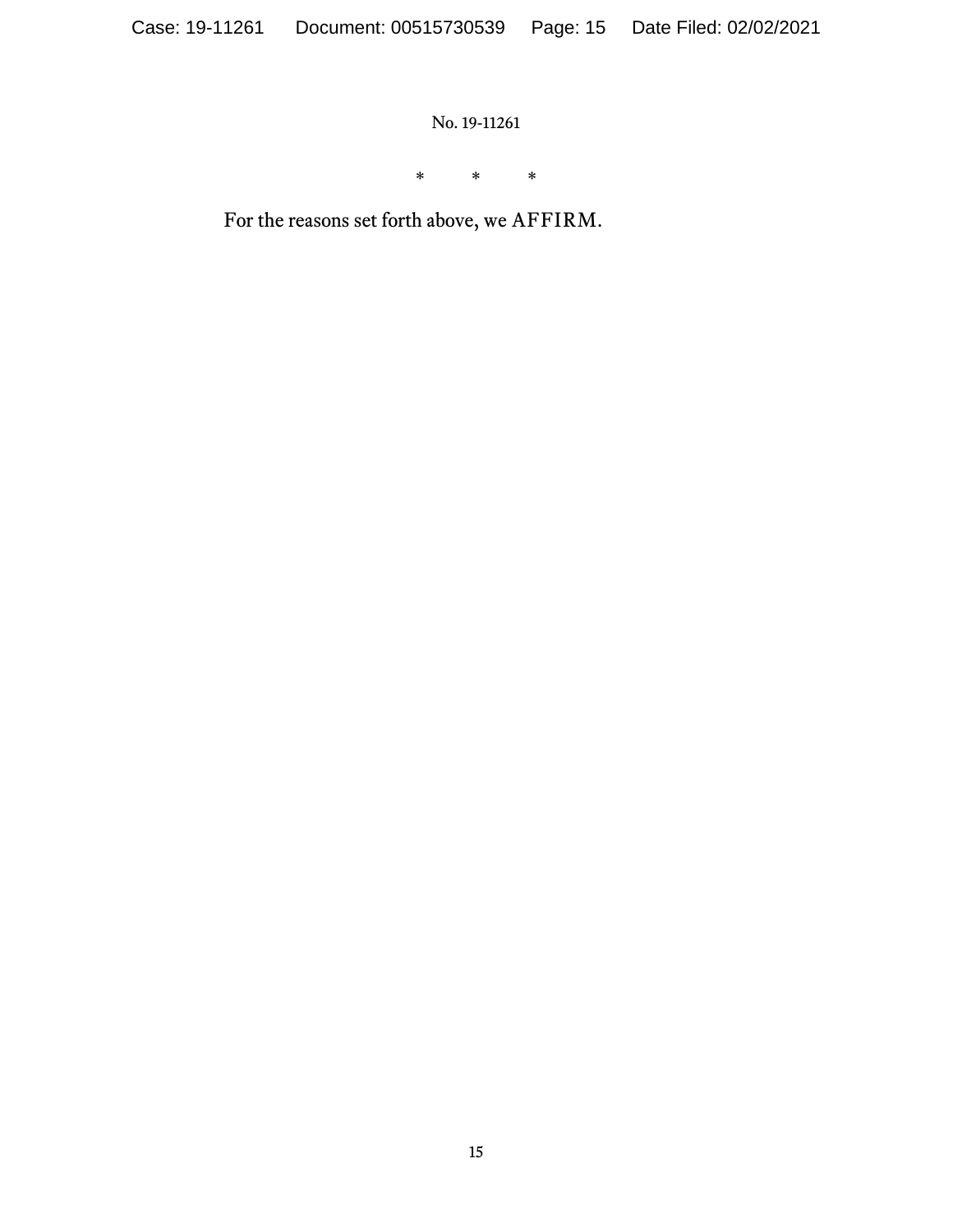\*        \*        \*

For the reasons set forth above, we AFFIRM.